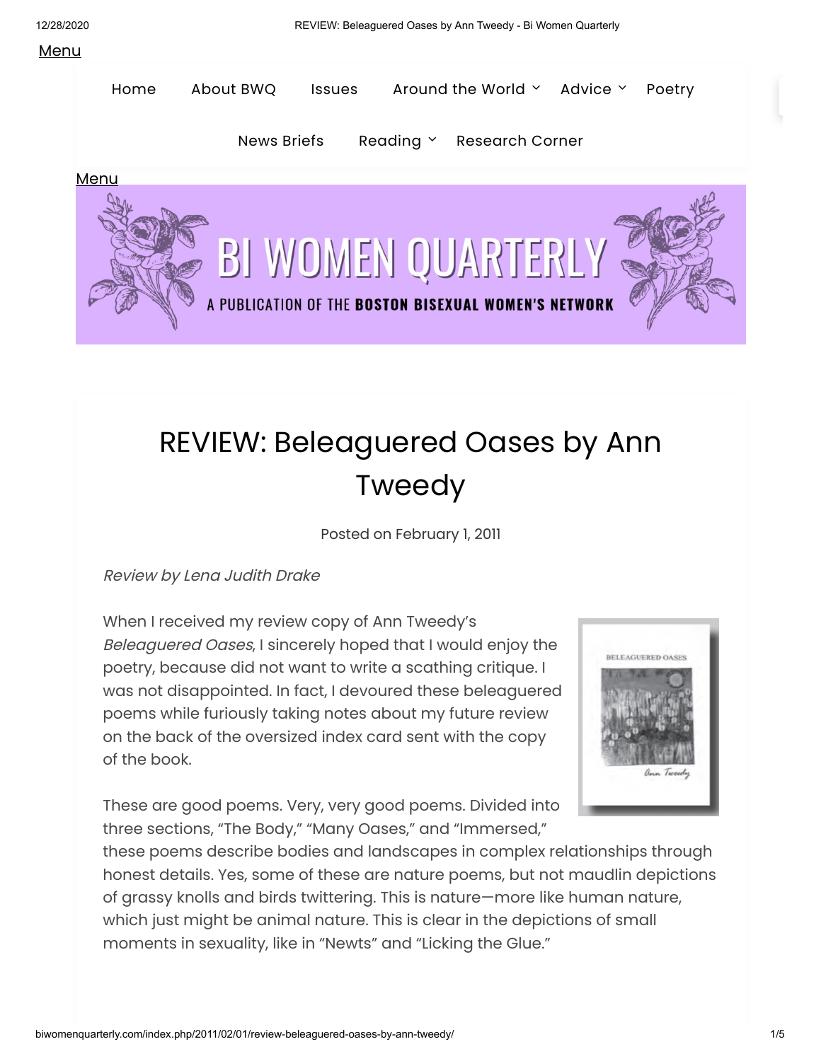Menu

Home | About BWQ | Issues | Around the World | Advice | Poetry

News Briefs | Reading | Research Corner

Menu

BI WOMEN QUARTERLY

A PUBLICATION OF THE **BOSTON BISEXUAL WOMEN'S NETWORK**

# REVIEW: Beleaguered Oases by Ann Tweedy

Posted on February 1, 2011

*Review by Lena Judith Drake*

When I received my review copy of Ann Tweedy's *Beleaguered Oases*, I sincerely hoped that I would enjoy the poetry, because did not want to write a scathing critique. I was not disappointed. In fact, I devoured these beleaguered poems while furiously taking notes about my future review on the back of the oversized index card sent with the copy of the book.

These are good poems. Very, very good poems. Divided into three sections, "The Body," "Many Oases," and "Immersed," these poems describe bodies and landscapes in complex relationships through honest details. Yes, some of these are nature poems, but not maudlin depictions of grassy knolls and birds twittering. This is nature—more like human nature, which just might be animal nature. This is clear in the depictions of small moments in sexuality, like in "Newts" and "Licking the Glue."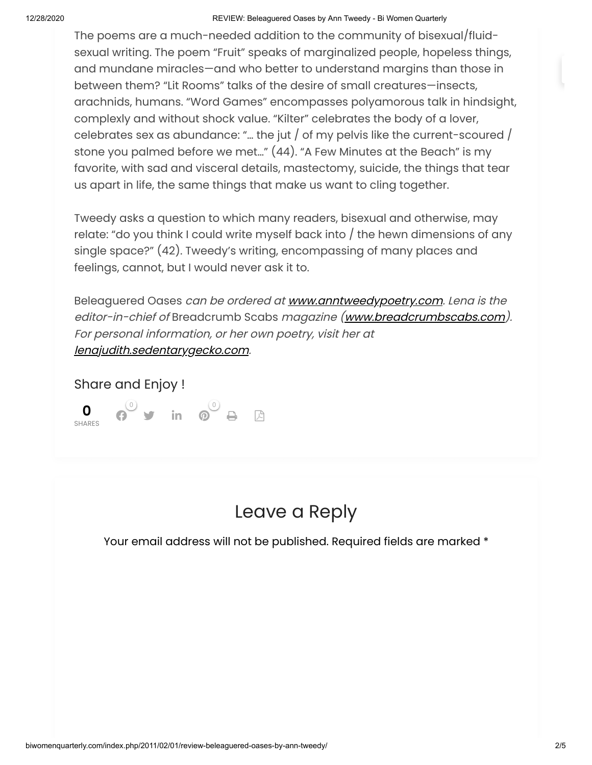The poems are a much-needed addition to the community of bisexual/fluid-sexual writing. The poem "Fruit" speaks of marginalized people, hopeless things, and mundane miracles—and who better to understand margins than those in between them? "Lit Rooms" talks of the desire of small creatures—insects, arachnids, humans. "Word Games" encompasses polyamorous talk in hindsight, complexly and without shock value. "Kilter" celebrates the body of a lover, celebrates sex as abundance: "… the jut / of my pelvis like the current-scoured / stone you palmed before we met…" (44). "A Few Minutes at the Beach" is my favorite, with sad and visceral details, mastectomy, suicide, the things that tear us apart in life, the same things that make us want to cling together.

Tweedy asks a question to which many readers, bisexual and otherwise, may relate: "do you think I could write myself back into / the hewn dimensions of any single space?" (42). Tweedy's writing, encompassing of many places and feelings, cannot, but I would never ask it to.

Beleaguered Oases *can be ordered at [www.anntweedypoetry.com](www.anntweedypoetry.com). Lena is the editor-in-chief of* Breadcrumb Scabs *magazine ([www.breadcrumbscabs.com](www.breadcrumbscabs.com)). For personal information, or her own poetry, visit her at [lenajudith.sedentarygecko.com](lenajudith.sedentarygecko.com).*

Share and Enjoy !

0 SHARES

## Leave a Reply

Your email address will not be published. Required fields are marked *